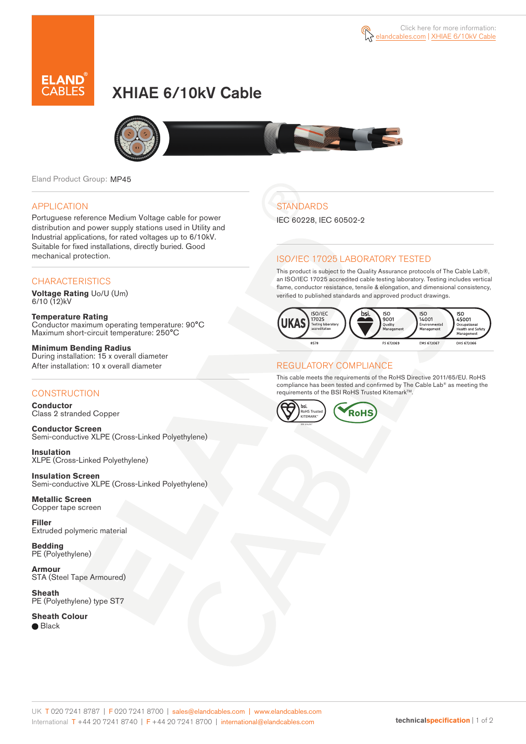Click here for more information: elandcables.com | XHIAE 6/10kV Cable

# XHIAE 6/10kV Cable

Eland Product Group: MP45

## APPLICATION

Portuguese reference Medium Voltage cable for power distribution and power supply stations used in Utility and Industrial applications, for rated voltages up to 6/10kV. Suitable for fixed installations, directly buried. Good mechanical protection.

## CHARACTERISTICS

**Voltage Rating** Uo/U (Um)
6/10 (12)kV

**Temperature Rating**
Conductor maximum operating temperature: 90°C
Maximum short-circuit temperature: 250°C

**Minimum Bending Radius**
During installation: 15 x overall diameter
After installation: 10 x overall diameter

## CONSTRUCTION

**Conductor**
Class 2 stranded Copper

**Conductor Screen**
Semi-conductive XLPE (Cross-Linked Polyethylene)

**Insulation**
XLPE (Cross-Linked Polyethylene)

**Insulation Screen**
Semi-conductive XLPE (Cross-Linked Polyethylene)

**Metallic Screen**
Copper tape screen

**Filler**
Extruded polymeric material

**Bedding**
PE (Polyethylene)

**Armour**
STA (Steel Tape Armoured)

**Sheath**
PE (Polyethylene) type ST7

**Sheath Colour**
● Black

## STANDARDS

IEC 60228, IEC 60502-2

## ISO/IEC 17025 LABORATORY TESTED

This product is subject to the Quality Assurance protocols of The Cable Lab®, an ISO/IEC 17025 accredited cable testing laboratory. Testing includes vertical flame, conductor resistance, tensile & elongation, and dimensional consistency, verified to published standards and approved product drawings.

UKAS ISO/IEC 17025 Testing laboratory accreditation 8578 | bsi ISO 9001 Quality Management FS 672069 | ISO 14001 Environmental Management EMS 672067 | ISO 45001 Occupational Health and Safety Management OHS 672066

## REGULATORY COMPLIANCE

This cable meets the requirements of the RoHS Directive 2011/65/EU. RoHS compliance has been tested and confirmed by The Cable Lab® as meeting the requirements of the BSI RoHS Trusted Kitemark™.

bsi RoHS Trusted KITEMARK™ | RoHS

UK T 020 7241 8787 | F 020 7241 8700 | sales@elandcables.com | www.elandcables.com
International T +44 20 7241 8740 | F +44 20 7241 8700 | international@elandcables.com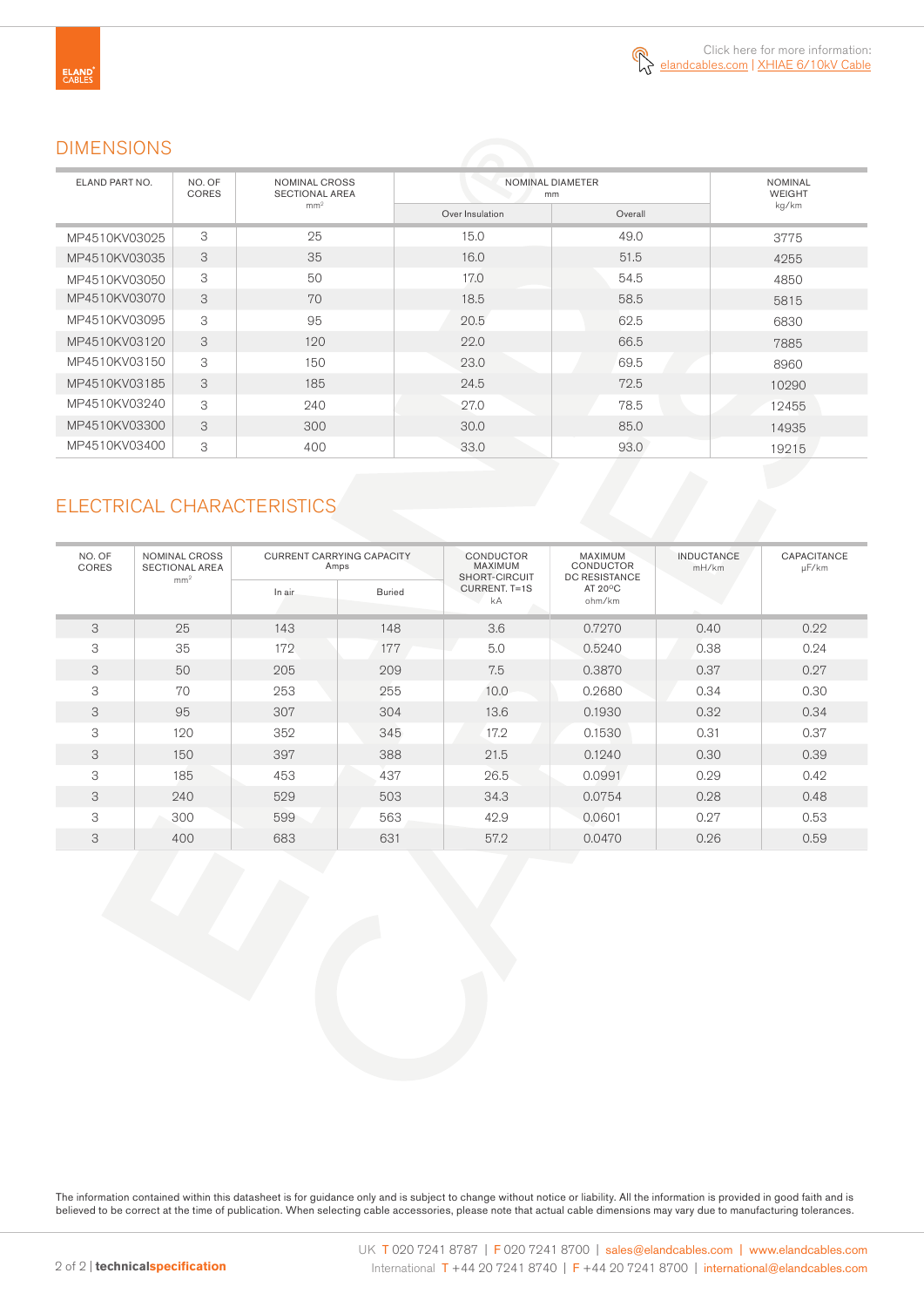Click here for more information:
elandcables.com | XHIAE 6/10kV Cable

## DIMENSIONS

| ELAND PART NO. | NO. OF CORES | NOMINAL CROSS SECTIONAL AREA mm² | NOMINAL DIAMETER mm | | NOMINAL WEIGHT kg/km |
|---|---|---|---|---|---|
| | | | Over Insulation | Overall | |
| MP4510KV03025 | 3 | 25 | 15.0 | 49.0 | 3775 |
| MP4510KV03035 | 3 | 35 | 16.0 | 51.5 | 4255 |
| MP4510KV03050 | 3 | 50 | 17.0 | 54.5 | 4850 |
| MP4510KV03070 | 3 | 70 | 18.5 | 58.5 | 5815 |
| MP4510KV03095 | 3 | 95 | 20.5 | 62.5 | 6830 |
| MP4510KV03120 | 3 | 120 | 22.0 | 66.5 | 7885 |
| MP4510KV03150 | 3 | 150 | 23.0 | 69.5 | 8960 |
| MP4510KV03185 | 3 | 185 | 24.5 | 72.5 | 10290 |
| MP4510KV03240 | 3 | 240 | 27.0 | 78.5 | 12455 |
| MP4510KV03300 | 3 | 300 | 30.0 | 85.0 | 14935 |
| MP4510KV03400 | 3 | 400 | 33.0 | 93.0 | 19215 |

## ELECTRICAL CHARACTERISTICS

| NO. OF CORES | NOMINAL CROSS SECTIONAL AREA mm² | CURRENT CARRYING CAPACITY Amps | | CONDUCTOR MAXIMUM SHORT-CIRCUIT CURRENT. T=1S kA | MAXIMUM CONDUCTOR DC RESISTANCE AT 20°C ohm/km | INDUCTANCE mH/km | CAPACITANCE µF/km |
|---|---|---|---|---|---|---|---|
| | | In air | Buried | | | | |
| 3 | 25 | 143 | 148 | 3.6 | 0.7270 | 0.40 | 0.22 |
| 3 | 35 | 172 | 177 | 5.0 | 0.5240 | 0.38 | 0.24 |
| 3 | 50 | 205 | 209 | 7.5 | 0.3870 | 0.37 | 0.27 |
| 3 | 70 | 253 | 255 | 10.0 | 0.2680 | 0.34 | 0.30 |
| 3 | 95 | 307 | 304 | 13.6 | 0.1930 | 0.32 | 0.34 |
| 3 | 120 | 352 | 345 | 17.2 | 0.1530 | 0.31 | 0.37 |
| 3 | 150 | 397 | 388 | 21.5 | 0.1240 | 0.30 | 0.39 |
| 3 | 185 | 453 | 437 | 26.5 | 0.0991 | 0.29 | 0.42 |
| 3 | 240 | 529 | 503 | 34.3 | 0.0754 | 0.28 | 0.48 |
| 3 | 300 | 599 | 563 | 42.9 | 0.0601 | 0.27 | 0.53 |
| 3 | 400 | 683 | 631 | 57.2 | 0.0470 | 0.26 | 0.59 |

The information contained within this datasheet is for guidance only and is subject to change without notice or liability. All the information is provided in good faith and is believed to be correct at the time of publication. When selecting cable accessories, please note that actual cable dimensions may vary due to manufacturing tolerances.

UK T 020 7241 8787 | F 020 7241 8700 | sales@elandcables.com | www.elandcables.com
International T +44 20 7241 8740 | F +44 20 7241 8700 | international@elandcables.com